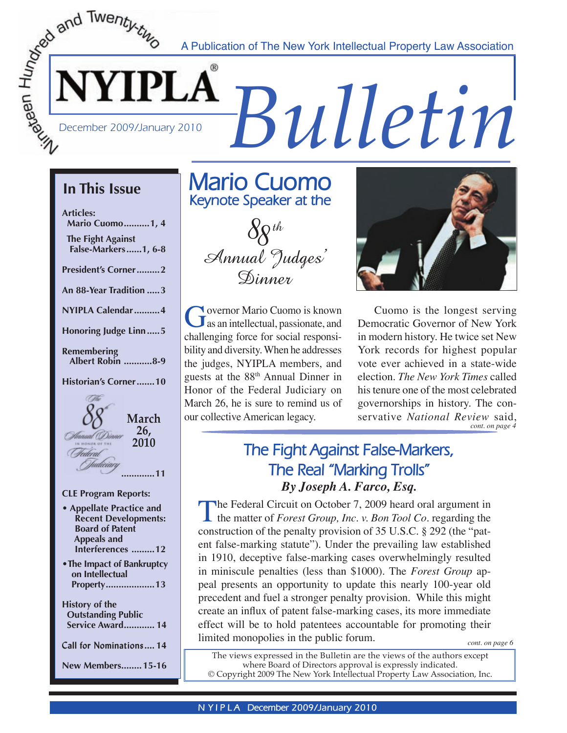Nineteen Hundred and Twenty-two

A Publication of The New York Intellectual Property Law Association

# NYIPLA® Bulletin

December 2009/January 2010

## In This Issue

**Articles:**

- **Mario Cuomo..........1, 4**
- **The Fight Against False-Markers......1, 6-8**

**President's Corner.........2**

**An 88-Year Tradition .....3**

**NYIPLA Calendar..........4**

**Honoring Judge Linn.....5**

**Remembering Albert Robin ...........8-9**

**Historian's Corner.......10**

**The 88th Annual Dinner in Honor of the Federal Judiciary March 26, 2010 .............11**

**CLE Program Reports:**

- **Appellate Practice and Recent Developments: Board of Patent Appeals and Interferences .........12**
- **The Impact of Bankruptcy on Intellectual Property...................13**

**History of the Outstanding Public Service Award............ 14**

**Call for Nominations.... 14**

**New Members........ 15-16**

## Mario Cuomo

### Keynote Speaker at the 88th Annual Judges' Dinner

Governor Mario Cuomo is known as an intellectual, passionate, and challenging force for social responsibility and diversity. When he addresses the judges, NYIPLA members, and guests at the 88th Annual Dinner in Honor of the Federal Judiciary on March 26, he is sure to remind us of our collective American legacy.

Cuomo is the longest serving Democratic Governor of New York in modern history. He twice set New York records for highest popular vote ever achieved in a state-wide election. *The New York Times* called his tenure one of the most celebrated governorships in history. The conservative *National Review* said,

*cont. on page 4*

## The Fight Against False-Markers, The Real "Marking Trolls"

***By Joseph A. Farco, Esq.***

The Federal Circuit on October 7, 2009 heard oral argument in the matter of *Forest Group, Inc. v. Bon Tool Co*. regarding the construction of the penalty provision of 35 U.S.C. § 292 (the "patent false-marking statute"). Under the prevailing law established in 1910, deceptive false-marking cases overwhelmingly resulted in miniscule penalties (less than $1000). The *Forest Group* appeal presents an opportunity to update this nearly 100-year old precedent and fuel a stronger penalty provision. While this might create an influx of patent false-marking cases, its more immediate effect will be to hold patentees accountable for promoting their limited monopolies in the public forum.

*cont. on page 6*

The views expressed in the Bulletin are the views of the authors except where Board of Directors approval is expressly indicated.
© Copyright 2009 The New York Intellectual Property Law Association, Inc.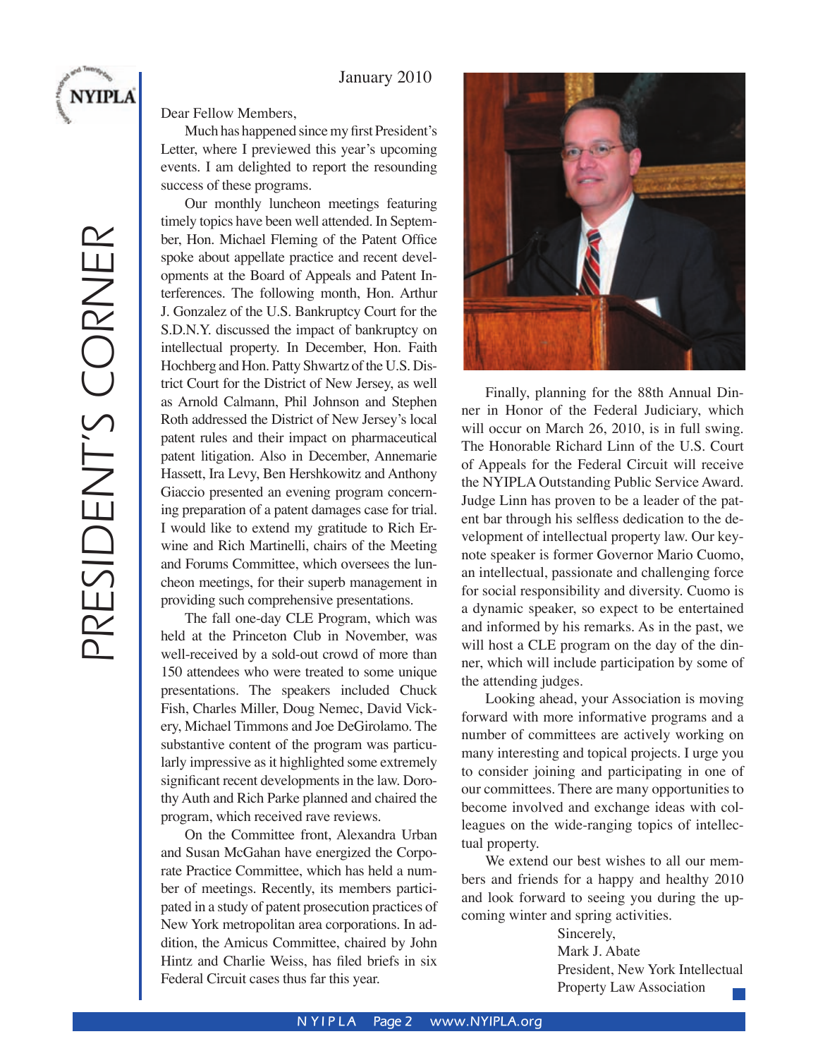# PRESIDENT'S CORNER

January 2010

Dear Fellow Members,

Much has happened since my first President's Letter, where I previewed this year's upcoming events. I am delighted to report the resounding success of these programs.

Our monthly luncheon meetings featuring timely topics have been well attended. In September, Hon. Michael Fleming of the Patent Office spoke about appellate practice and recent developments at the Board of Appeals and Patent Interferences. The following month, Hon. Arthur J. Gonzalez of the U.S. Bankruptcy Court for the S.D.N.Y. discussed the impact of bankruptcy on intellectual property. In December, Hon. Faith Hochberg and Hon. Patty Shwartz of the U.S. District Court for the District of New Jersey, as well as Arnold Calmann, Phil Johnson and Stephen Roth addressed the District of New Jersey's local patent rules and their impact on pharmaceutical patent litigation. Also in December, Annemarie Hassett, Ira Levy, Ben Hershkowitz and Anthony Giaccio presented an evening program concerning preparation of a patent damages case for trial. I would like to extend my gratitude to Rich Erwine and Rich Martinelli, chairs of the Meeting and Forums Committee, which oversees the luncheon meetings, for their superb management in providing such comprehensive presentations.

The fall one-day CLE Program, which was held at the Princeton Club in November, was well-received by a sold-out crowd of more than 150 attendees who were treated to some unique presentations. The speakers included Chuck Fish, Charles Miller, Doug Nemec, David Vickery, Michael Timmons and Joe DeGirolamo. The substantive content of the program was particularly impressive as it highlighted some extremely significant recent developments in the law. Dorothy Auth and Rich Parke planned and chaired the program, which received rave reviews.

On the Committee front, Alexandra Urban and Susan McGahan have energized the Corporate Practice Committee, which has held a number of meetings. Recently, its members participated in a study of patent prosecution practices of New York metropolitan area corporations. In addition, the Amicus Committee, chaired by John Hintz and Charlie Weiss, has filed briefs in six Federal Circuit cases thus far this year.

Finally, planning for the 88th Annual Dinner in Honor of the Federal Judiciary, which will occur on March 26, 2010, is in full swing. The Honorable Richard Linn of the U.S. Court of Appeals for the Federal Circuit will receive the NYIPLA Outstanding Public Service Award. Judge Linn has proven to be a leader of the patent bar through his selfless dedication to the development of intellectual property law. Our keynote speaker is former Governor Mario Cuomo, an intellectual, passionate and challenging force for social responsibility and diversity. Cuomo is a dynamic speaker, so expect to be entertained and informed by his remarks. As in the past, we will host a CLE program on the day of the dinner, which will include participation by some of the attending judges.

Looking ahead, your Association is moving forward with more informative programs and a number of committees are actively working on many interesting and topical projects. I urge you to consider joining and participating in one of our committees. There are many opportunities to become involved and exchange ideas with colleagues on the wide-ranging topics of intellectual property.

We extend our best wishes to all our members and friends for a happy and healthy 2010 and look forward to seeing you during the upcoming winter and spring activities.

Sincerely,
Mark J. Abate
President, New York Intellectual Property Law Association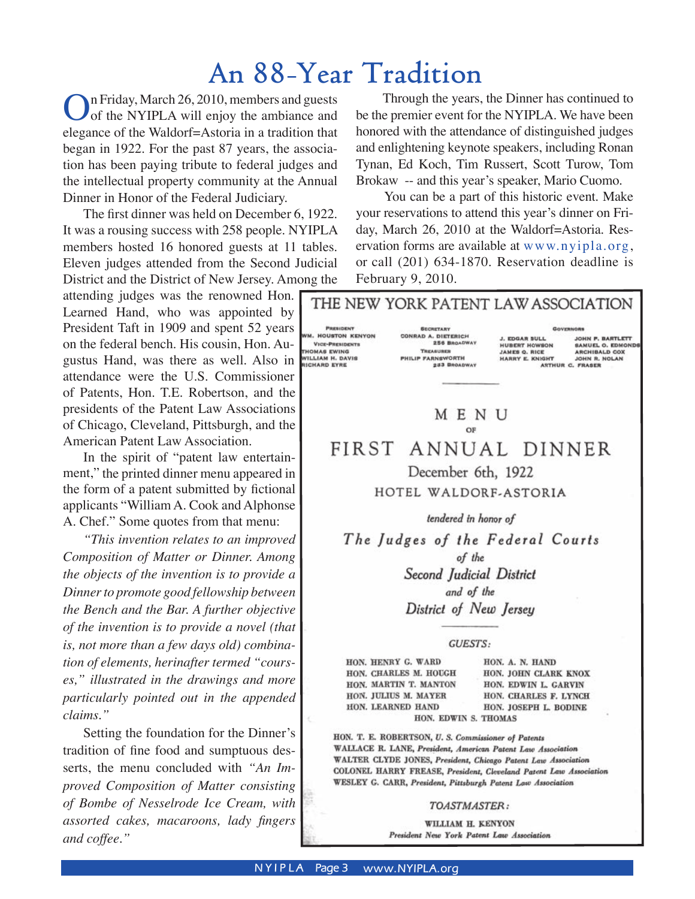# An 88-Year Tradition

On Friday, March 26, 2010, members and guests of the NYIPLA will enjoy the ambiance and elegance of the Waldorf=Astoria in a tradition that began in 1922. For the past 87 years, the association has been paying tribute to federal judges and the intellectual property community at the Annual Dinner in Honor of the Federal Judiciary.

The first dinner was held on December 6, 1922. It was a rousing success with 258 people. NYIPLA members hosted 16 honored guests at 11 tables. Eleven judges attended from the Second Judicial District and the District of New Jersey. Among the attending judges was the renowned Hon. Learned Hand, who was appointed by President Taft in 1909 and spent 52 years on the federal bench. His cousin, Hon. Augustus Hand, was there as well. Also in attendance were the U.S. Commissioner of Patents, Hon. T.E. Robertson, and the presidents of the Patent Law Associations of Chicago, Cleveland, Pittsburgh, and the American Patent Law Association.

In the spirit of "patent law entertainment," the printed dinner menu appeared in the form of a patent submitted by fictional applicants "William A. Cook and Alphonse A. Chef." Some quotes from that menu:

*"This invention relates to an improved Composition of Matter or Dinner. Among the objects of the invention is to provide a Dinner to promote good fellowship between the Bench and the Bar. A further objective of the invention is to provide a novel (that is, not more than a few days old) combination of elements, herinafter termed "courses," illustrated in the drawings and more particularly pointed out in the appended claims."*

Setting the foundation for the Dinner's tradition of fine food and sumptuous desserts, the menu concluded with *"An Improved Composition of Matter consisting of Bombe of Nesselrode Ice Cream, with assorted cakes, macaroons, lady fingers and coffee."*

Through the years, the Dinner has continued to be the premier event for the NYIPLA. We have been honored with the attendance of distinguished judges and enlightening keynote speakers, including Ronan Tynan, Ed Koch, Tim Russert, Scott Turow, Tom Brokaw -- and this year's speaker, Mario Cuomo.

You can be a part of this historic event. Make your reservations to attend this year's dinner on Friday, March 26, 2010 at the Waldorf=Astoria. Reservation forms are available at www.nyipla.org, or call (201) 634-1870. Reservation deadline is February 9, 2010.

THE NEW YORK PATENT LAW ASSOCIATION

PRESIDENT
WM. HOUSTON KENYON

VICE-PRESIDENTS
THOMAS EWING
WILLIAM H. DAVIS
RICHARD EYRE

SECRETARY
CONRAD A. DIETERICH
256 BROADWAY

TREASURER
PHILIP FARNSWORTH
233 BROADWAY

GOVERNORS
J. EDGAR BULL
HUBERT HOWSON
JAMES Q. RICE
HARRY E. KNIGHT
JOHN P. BARTLETT
SAMUEL O. EDMONDS
ARCHIBALD COX
JOHN R. NOLAN
ARTHUR C. FRASER

MENU
OF
FIRST ANNUAL DINNER
December 6th, 1922
HOTEL WALDORF-ASTORIA

*tendered in honor of*
*The Judges of the Federal Courts*
*of the*
*Second Judicial District*
*and of the*
*District of New Jersey*

*GUESTS:*

HON. HENRY G. WARD
HON. CHARLES M. HOUGH
HON. MARTIN T. MANTON
HON. JULIUS M. MAYER
HON. LEARNED HAND
HON. A. N. HAND
HON. JOHN CLARK KNOX
HON. EDWIN L. GARVIN
HON. CHARLES F. LYNCH
HON. JOSEPH L. BODINE
HON. EDWIN S. THOMAS

HON. T. E. ROBERTSON, *U. S. Commissioner of Patents*
WALLACE R. LANE, *President, American Patent Law Association*
WALTER CLYDE JONES, *President, Chicago Patent Law Association*
COLONEL HARRY FREASE, *President, Cleveland Patent Law Association*
WESLEY G. CARR, *President, Pittsburgh Patent Law Association*

*TOASTMASTER:*

WILLIAM H. KENYON
*President New York Patent Law Association*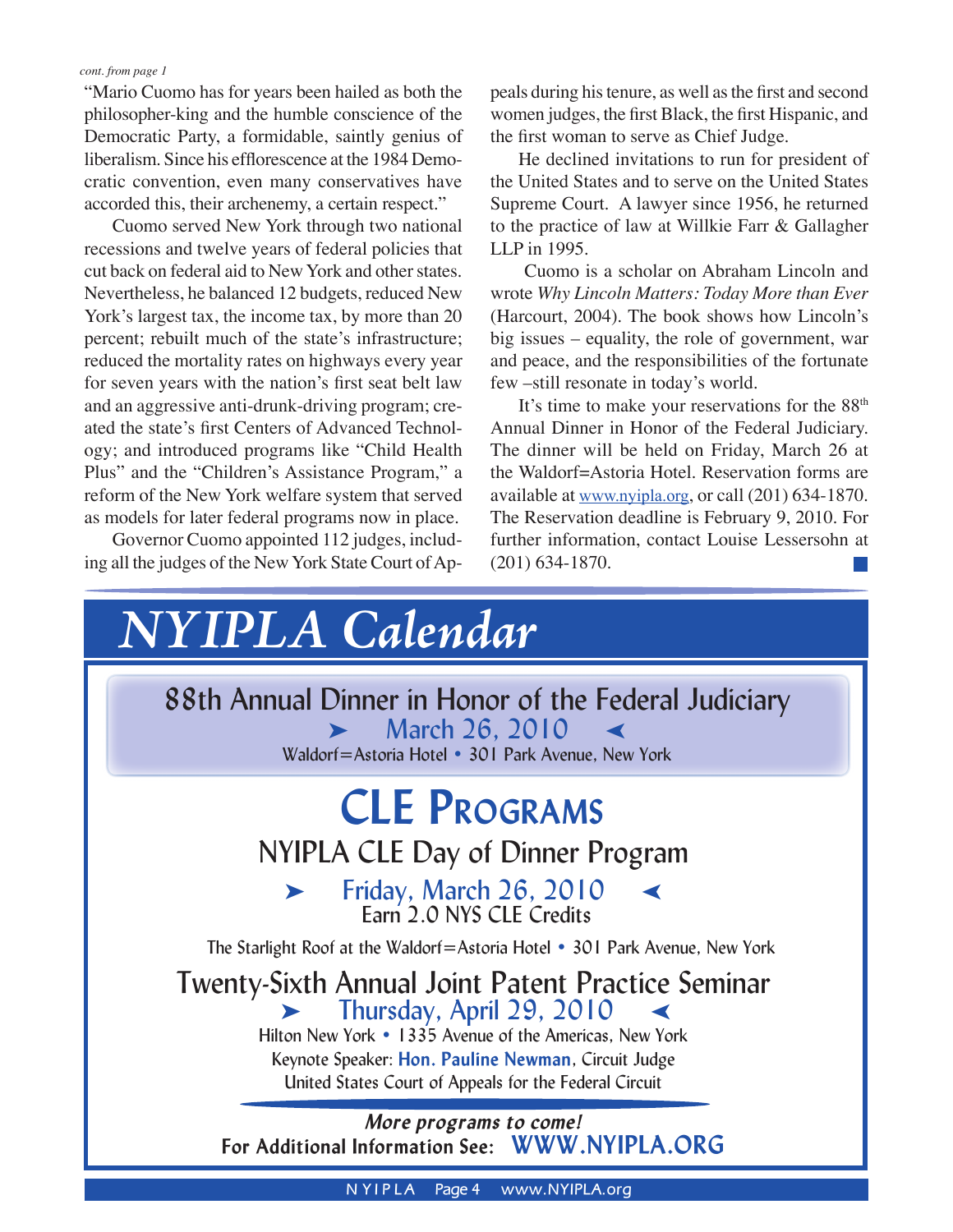*cont. from page 1*

"Mario Cuomo has for years been hailed as both the philosopher-king and the humble conscience of the Democratic Party, a formidable, saintly genius of liberalism. Since his efflorescence at the 1984 Democratic convention, even many conservatives have accorded this, their archenemy, a certain respect."

Cuomo served New York through two national recessions and twelve years of federal policies that cut back on federal aid to New York and other states. Nevertheless, he balanced 12 budgets, reduced New York's largest tax, the income tax, by more than 20 percent; rebuilt much of the state's infrastructure; reduced the mortality rates on highways every year for seven years with the nation's first seat belt law and an aggressive anti-drunk-driving program; created the state's first Centers of Advanced Technology; and introduced programs like "Child Health Plus" and the "Children's Assistance Program," a reform of the New York welfare system that served as models for later federal programs now in place.

Governor Cuomo appointed 112 judges, including all the judges of the New York State Court of Appeals during his tenure, as well as the first and second women judges, the first Black, the first Hispanic, and the first woman to serve as Chief Judge.

He declined invitations to run for president of the United States and to serve on the United States Supreme Court. A lawyer since 1956, he returned to the practice of law at Willkie Farr & Gallagher LLP in 1995.

Cuomo is a scholar on Abraham Lincoln and wrote *Why Lincoln Matters: Today More than Ever* (Harcourt, 2004). The book shows how Lincoln's big issues – equality, the role of government, war and peace, and the responsibilities of the fortunate few –still resonate in today's world.

It's time to make your reservations for the 88th Annual Dinner in Honor of the Federal Judiciary. The dinner will be held on Friday, March 26 at the Waldorf=Astoria Hotel. Reservation forms are available at www.nyipla.org, or call (201) 634-1870. The Reservation deadline is February 9, 2010. For further information, contact Louise Lessersohn at (201) 634-1870.

# *NYIPLA Calendar*

## 88th Annual Dinner in Honor of the Federal Judiciary

➤ March 26, 2010 ◄

Waldorf=Astoria Hotel • 301 Park Avenue, New York

## CLE Programs

### NYIPLA CLE Day of Dinner Program

➤ Friday, March 26, 2010 ◄

Earn 2.0 NYS CLE Credits

The Starlight Roof at the Waldorf=Astoria Hotel • 301 Park Avenue, New York

### Twenty-Sixth Annual Joint Patent Practice Seminar

➤ Thursday, April 29, 2010 ◄

Hilton New York • 1335 Avenue of the Americas, New York

Keynote Speaker: **Hon. Pauline Newman**, Circuit Judge

United States Court of Appeals for the Federal Circuit

***More programs to come!***

**For Additional Information See: WWW.NYIPLA.ORG**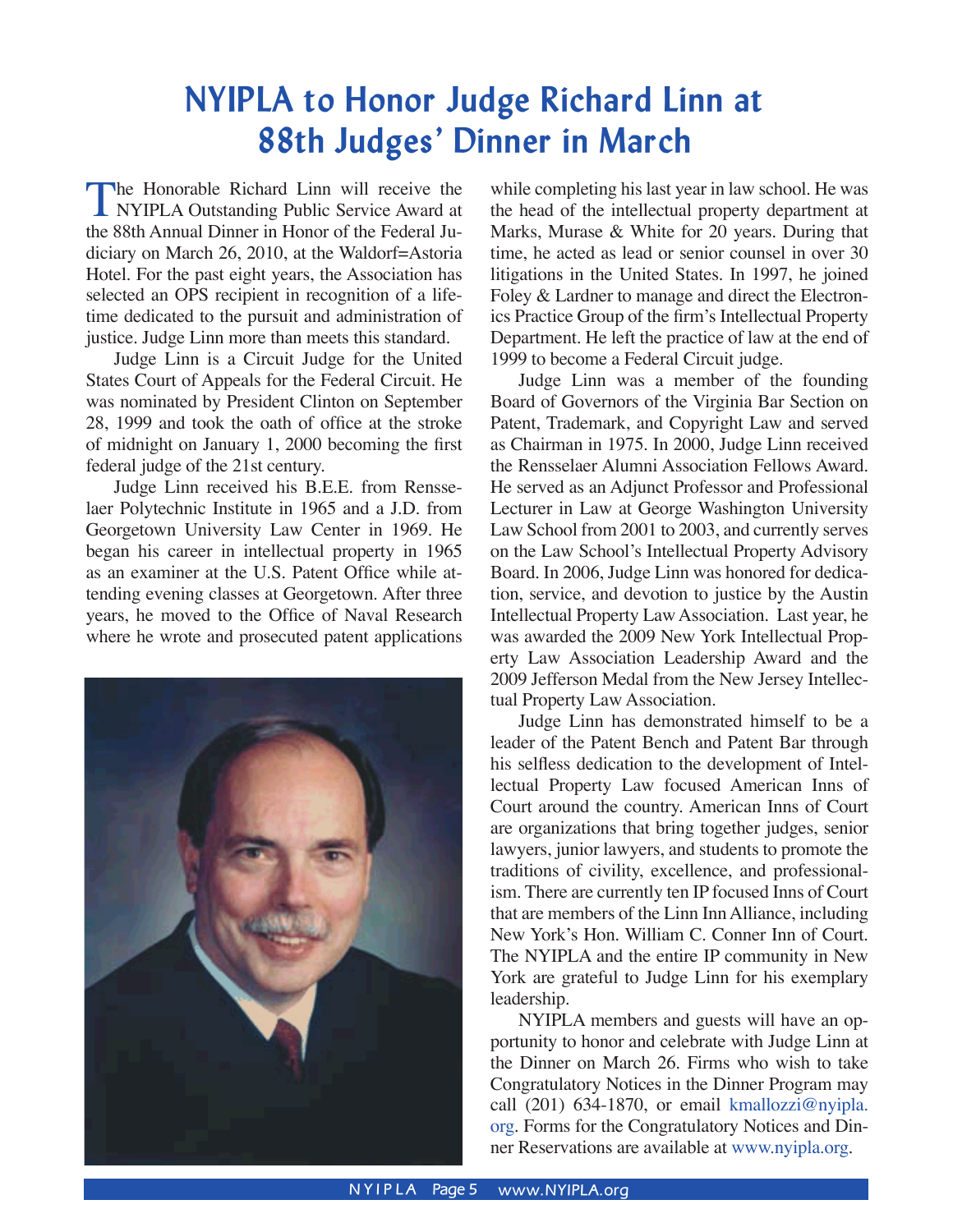# NYIPLA to Honor Judge Richard Linn at 88th Judges' Dinner in March

The Honorable Richard Linn will receive the NYIPLA Outstanding Public Service Award at the 88th Annual Dinner in Honor of the Federal Judiciary on March 26, 2010, at the Waldorf=Astoria Hotel. For the past eight years, the Association has selected an OPS recipient in recognition of a lifetime dedicated to the pursuit and administration of justice. Judge Linn more than meets this standard.

Judge Linn is a Circuit Judge for the United States Court of Appeals for the Federal Circuit. He was nominated by President Clinton on September 28, 1999 and took the oath of office at the stroke of midnight on January 1, 2000 becoming the first federal judge of the 21st century.

Judge Linn received his B.E.E. from Rensselaer Polytechnic Institute in 1965 and a J.D. from Georgetown University Law Center in 1969. He began his career in intellectual property in 1965 as an examiner at the U.S. Patent Office while attending evening classes at Georgetown. After three years, he moved to the Office of Naval Research where he wrote and prosecuted patent applications while completing his last year in law school. He was the head of the intellectual property department at Marks, Murase & White for 20 years. During that time, he acted as lead or senior counsel in over 30 litigations in the United States. In 1997, he joined Foley & Lardner to manage and direct the Electronics Practice Group of the firm's Intellectual Property Department. He left the practice of law at the end of 1999 to become a Federal Circuit judge.

Judge Linn was a member of the founding Board of Governors of the Virginia Bar Section on Patent, Trademark, and Copyright Law and served as Chairman in 1975. In 2000, Judge Linn received the Rensselaer Alumni Association Fellows Award. He served as an Adjunct Professor and Professional Lecturer in Law at George Washington University Law School from 2001 to 2003, and currently serves on the Law School's Intellectual Property Advisory Board. In 2006, Judge Linn was honored for dedication, service, and devotion to justice by the Austin Intellectual Property Law Association. Last year, he was awarded the 2009 New York Intellectual Property Law Association Leadership Award and the 2009 Jefferson Medal from the New Jersey Intellectual Property Law Association.

Judge Linn has demonstrated himself to be a leader of the Patent Bench and Patent Bar through his selfless dedication to the development of Intellectual Property Law focused American Inns of Court around the country. American Inns of Court are organizations that bring together judges, senior lawyers, junior lawyers, and students to promote the traditions of civility, excellence, and professionalism. There are currently ten IP focused Inns of Court that are members of the Linn Inn Alliance, including New York's Hon. William C. Conner Inn of Court. The NYIPLA and the entire IP community in New York are grateful to Judge Linn for his exemplary leadership.

NYIPLA members and guests will have an opportunity to honor and celebrate with Judge Linn at the Dinner on March 26. Firms who wish to take Congratulatory Notices in the Dinner Program may call (201) 634-1870, or email kmallozzi@nyipla.org. Forms for the Congratulatory Notices and Dinner Reservations are available at www.nyipla.org.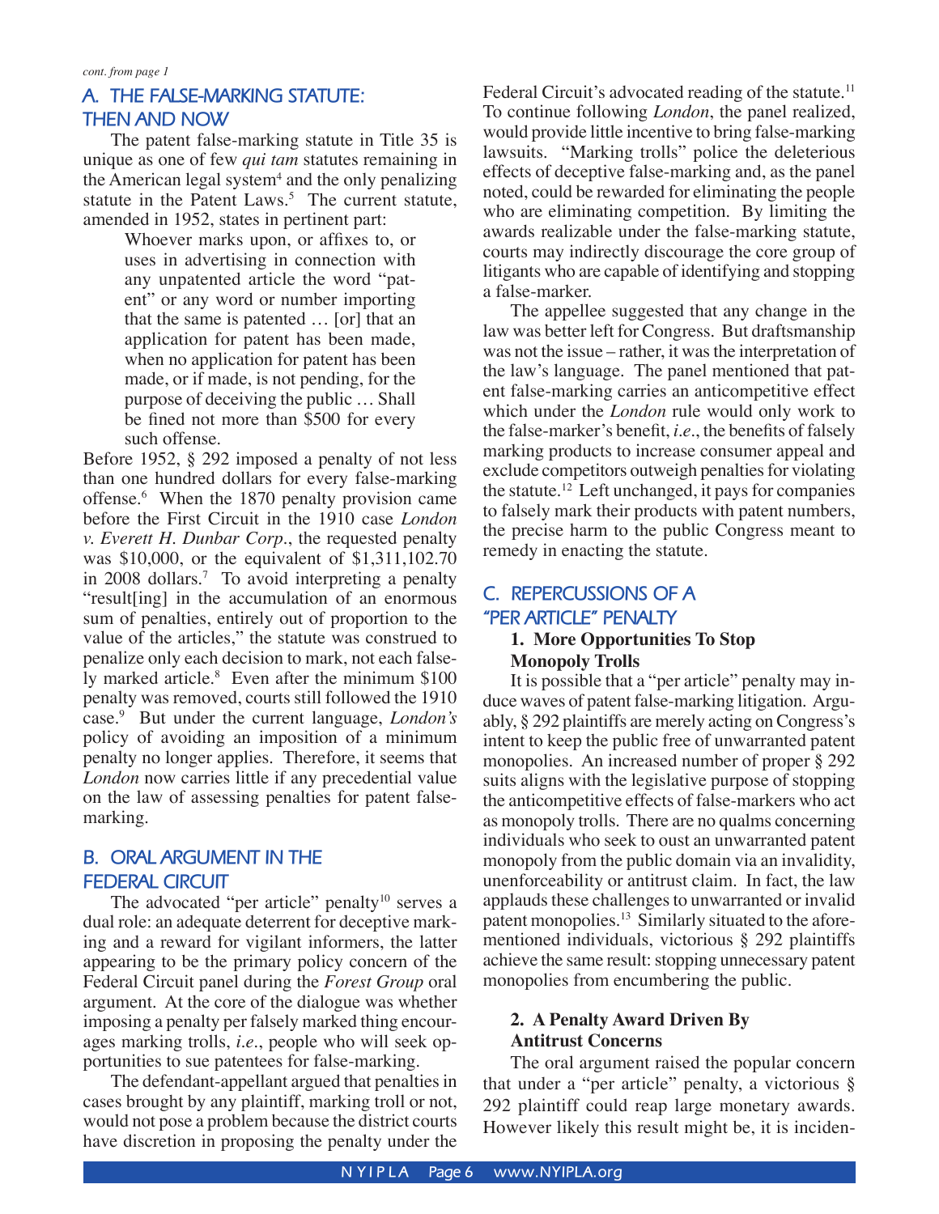*cont. from page 1*

## A. THE FALSE-MARKING STATUTE: THEN AND NOW

The patent false-marking statute in Title 35 is unique as one of few *qui tam* statutes remaining in the American legal system[4] and the only penalizing statute in the Patent Laws.[5] The current statute, amended in 1952, states in pertinent part:

> Whoever marks upon, or affixes to, or uses in advertising in connection with any unpatented article the word "patent" or any word or number importing that the same is patented … [or] that an application for patent has been made, when no application for patent has been made, or if made, is not pending, for the purpose of deceiving the public … Shall be fined not more than $500 for every such offense.

Before 1952, § 292 imposed a penalty of not less than one hundred dollars for every false-marking offense.[6] When the 1870 penalty provision came before the First Circuit in the 1910 case *London v. Everett H. Dunbar Corp.*, the requested penalty was $10,000, or the equivalent of $1,311,102.70 in 2008 dollars.[7] To avoid interpreting a penalty "result[ing] in the accumulation of an enormous sum of penalties, entirely out of proportion to the value of the articles," the statute was construed to penalize only each decision to mark, not each falsely marked article.[8] Even after the minimum $100 penalty was removed, courts still followed the 1910 case.[9] But under the current language, *London's* policy of avoiding an imposition of a minimum penalty no longer applies. Therefore, it seems that *London* now carries little if any precedential value on the law of assessing penalties for patent false-marking.

## B. ORAL ARGUMENT IN THE FEDERAL CIRCUIT

The advocated "per article" penalty[10] serves a dual role: an adequate deterrent for deceptive marking and a reward for vigilant informers, the latter appearing to be the primary policy concern of the Federal Circuit panel during the *Forest Group* oral argument. At the core of the dialogue was whether imposing a penalty per falsely marked thing encourages marking trolls, *i.e.*, people who will seek opportunities to sue patentees for false-marking.

The defendant-appellant argued that penalties in cases brought by any plaintiff, marking troll or not, would not pose a problem because the district courts have discretion in proposing the penalty under the Federal Circuit's advocated reading of the statute.[11] To continue following *London*, the panel realized, would provide little incentive to bring false-marking lawsuits. "Marking trolls" police the deleterious effects of deceptive false-marking and, as the panel noted, could be rewarded for eliminating the people who are eliminating competition. By limiting the awards realizable under the false-marking statute, courts may indirectly discourage the core group of litigants who are capable of identifying and stopping a false-marker.

The appellee suggested that any change in the law was better left for Congress. But draftsmanship was not the issue – rather, it was the interpretation of the law's language. The panel mentioned that patent false-marking carries an anticompetitive effect which under the *London* rule would only work to the false-marker's benefit, *i.e.*, the benefits of falsely marking products to increase consumer appeal and exclude competitors outweigh penalties for violating the statute.[12] Left unchanged, it pays for companies to falsely mark their products with patent numbers, the precise harm to the public Congress meant to remedy in enacting the statute.

## C. REPERCUSSIONS OF A "PER ARTICLE" PENALTY

### 1. More Opportunities To Stop Monopoly Trolls

It is possible that a "per article" penalty may induce waves of patent false-marking litigation. Arguably, § 292 plaintiffs are merely acting on Congress's intent to keep the public free of unwarranted patent monopolies. An increased number of proper § 292 suits aligns with the legislative purpose of stopping the anticompetitive effects of false-markers who act as monopoly trolls. There are no qualms concerning individuals who seek to oust an unwarranted patent monopoly from the public domain via an invalidity, unenforceability or antitrust claim. In fact, the law applauds these challenges to unwarranted or invalid patent monopolies.[13] Similarly situated to the aforementioned individuals, victorious § 292 plaintiffs achieve the same result: stopping unnecessary patent monopolies from encumbering the public.

### 2. A Penalty Award Driven By Antitrust Concerns

The oral argument raised the popular concern that under a "per article" penalty, a victorious § 292 plaintiff could reap large monetary awards. However likely this result might be, it is inciden-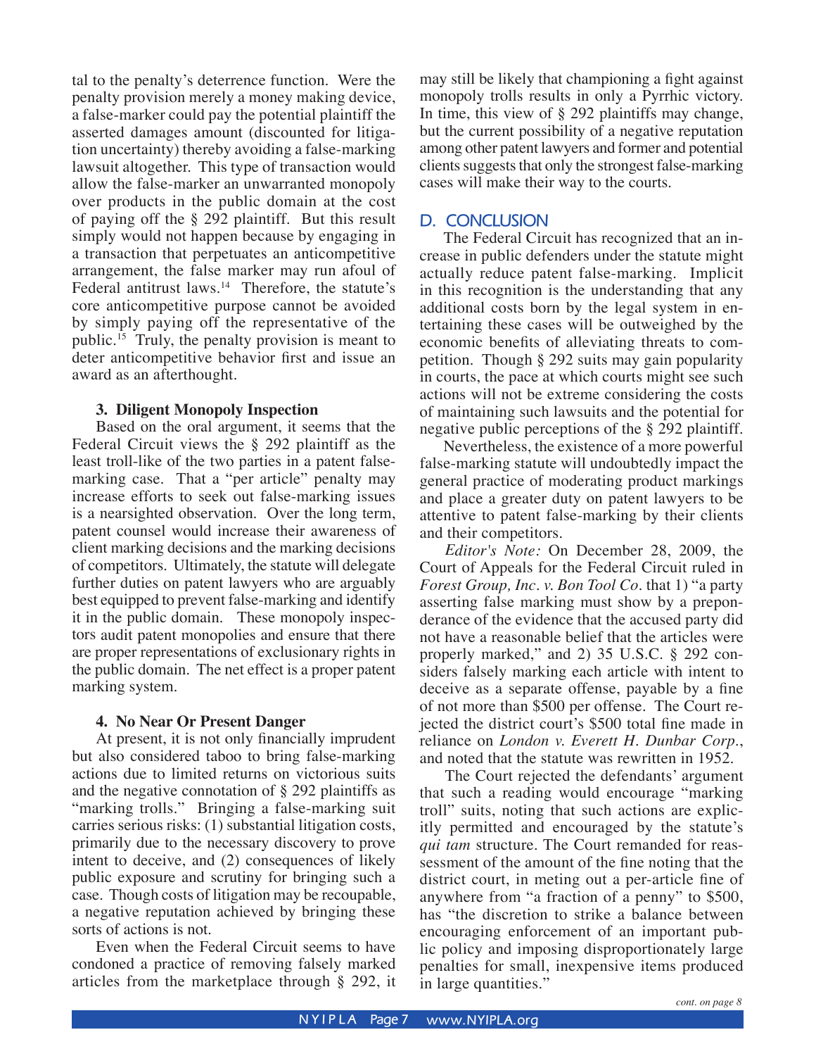tal to the penalty's deterrence function. Were the penalty provision merely a money making device, a false-marker could pay the potential plaintiff the asserted damages amount (discounted for litigation uncertainty) thereby avoiding a false-marking lawsuit altogether. This type of transaction would allow the false-marker an unwarranted monopoly over products in the public domain at the cost of paying off the § 292 plaintiff. But this result simply would not happen because by engaging in a transaction that perpetuates an anticompetitive arrangement, the false marker may run afoul of Federal antitrust laws.[14] Therefore, the statute's core anticompetitive purpose cannot be avoided by simply paying off the representative of the public.[15] Truly, the penalty provision is meant to deter anticompetitive behavior first and issue an award as an afterthought.

**3. Diligent Monopoly Inspection**

Based on the oral argument, it seems that the Federal Circuit views the § 292 plaintiff as the least troll-like of the two parties in a patent false-marking case. That a "per article" penalty may increase efforts to seek out false-marking issues is a nearsighted observation. Over the long term, patent counsel would increase their awareness of client marking decisions and the marking decisions of competitors. Ultimately, the statute will delegate further duties on patent lawyers who are arguably best equipped to prevent false-marking and identify it in the public domain. These monopoly inspectors audit patent monopolies and ensure that there are proper representations of exclusionary rights in the public domain. The net effect is a proper patent marking system.

**4. No Near Or Present Danger**

At present, it is not only financially imprudent but also considered taboo to bring false-marking actions due to limited returns on victorious suits and the negative connotation of § 292 plaintiffs as "marking trolls." Bringing a false-marking suit carries serious risks: (1) substantial litigation costs, primarily due to the necessary discovery to prove intent to deceive, and (2) consequences of likely public exposure and scrutiny for bringing such a case. Though costs of litigation may be recoupable, a negative reputation achieved by bringing these sorts of actions is not.

Even when the Federal Circuit seems to have condoned a practice of removing falsely marked articles from the marketplace through § 292, it may still be likely that championing a fight against monopoly trolls results in only a Pyrrhic victory. In time, this view of § 292 plaintiffs may change, but the current possibility of a negative reputation among other patent lawyers and former and potential clients suggests that only the strongest false-marking cases will make their way to the courts.

## D. CONCLUSION

The Federal Circuit has recognized that an increase in public defenders under the statute might actually reduce patent false-marking. Implicit in this recognition is the understanding that any additional costs born by the legal system in entertaining these cases will be outweighed by the economic benefits of alleviating threats to competition. Though § 292 suits may gain popularity in courts, the pace at which courts might see such actions will not be extreme considering the costs of maintaining such lawsuits and the potential for negative public perceptions of the § 292 plaintiff.

Nevertheless, the existence of a more powerful false-marking statute will undoubtedly impact the general practice of moderating product markings and place a greater duty on patent lawyers to be attentive to patent false-marking by their clients and their competitors.

*Editor's Note:* On December 28, 2009, the Court of Appeals for the Federal Circuit ruled in *Forest Group, Inc. v. Bon Tool Co.* that 1) "a party asserting false marking must show by a preponderance of the evidence that the accused party did not have a reasonable belief that the articles were properly marked," and 2) 35 U.S.C. § 292 considers falsely marking each article with intent to deceive as a separate offense, payable by a fine of not more than $500 per offense. The Court rejected the district court's $500 total fine made in reliance on *London v. Everett H. Dunbar Corp.*, and noted that the statute was rewritten in 1952.

The Court rejected the defendants' argument that such a reading would encourage "marking troll" suits, noting that such actions are explicitly permitted and encouraged by the statute's *qui tam* structure. The Court remanded for reassessment of the amount of the fine noting that the district court, in meting out a per-article fine of anywhere from "a fraction of a penny" to $500, has "the discretion to strike a balance between encouraging enforcement of an important public policy and imposing disproportionately large penalties for small, inexpensive items produced in large quantities."

*cont. on page 8*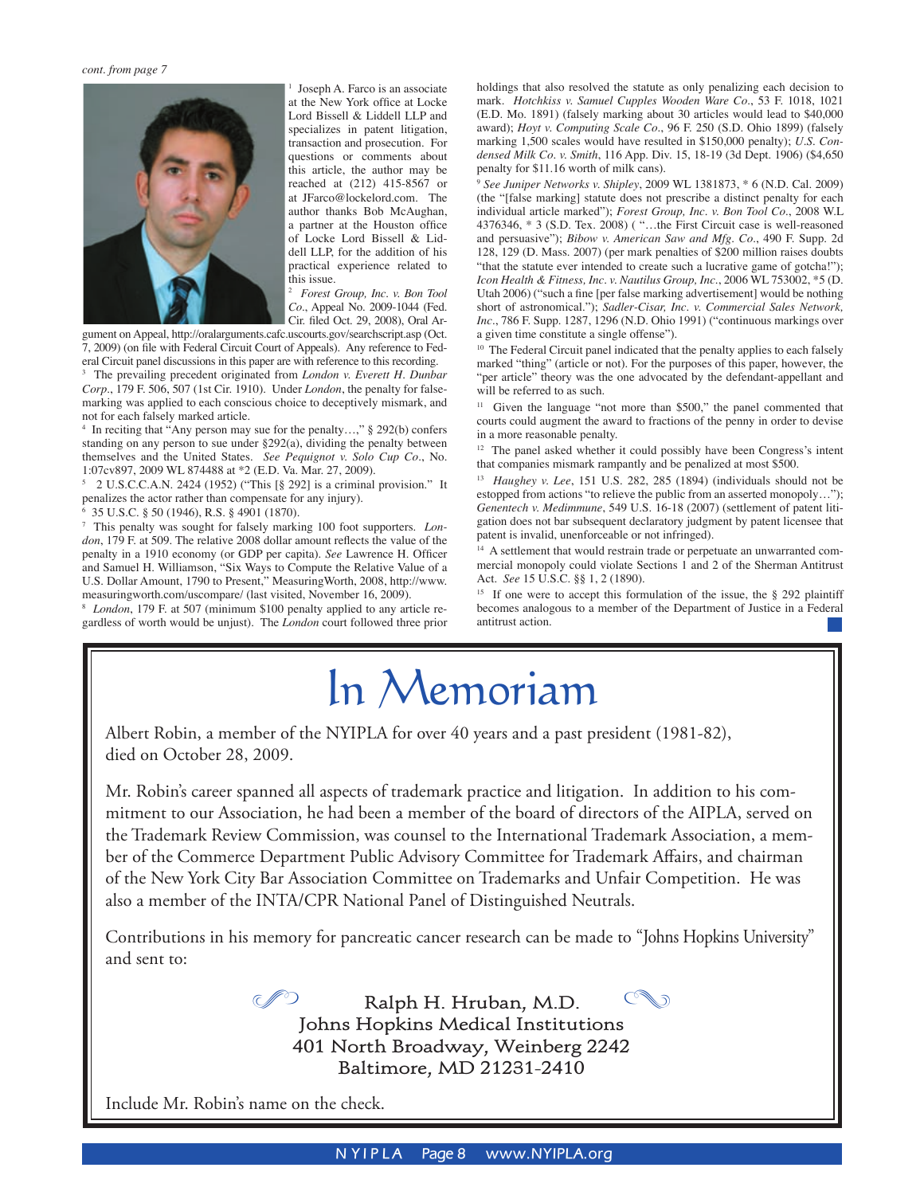*cont. from page 7*

[1] Joseph A. Farco is an associate at the New York office at Locke Lord Bissell & Liddell LLP and specializes in patent litigation, transaction and prosecution. For questions or comments about this article, the author may be reached at (212) 415-8567 or at JFarco@lockelord.com. The author thanks Bob McAughan, a partner at the Houston office of Locke Lord Bissell & Liddell LLP, for the addition of his practical experience related to this issue.

[2] *Forest Group, Inc. v. Bon Tool Co*., Appeal No. 2009-1044 (Fed. Cir. filed Oct. 29, 2008), Oral Argument on Appeal, http://oralarguments.cafc.uscourts.gov/searchscript.asp (Oct. 7, 2009) (on file with Federal Circuit Court of Appeals). Any reference to Federal Circuit panel discussions in this paper are with reference to this recording.

[3] The prevailing precedent originated from *London v. Everett H. Dunbar Corp*., 179 F. 506, 507 (1st Cir. 1910). Under *London*, the penalty for false-marking was applied to each conscious choice to deceptively mismark, and not for each falsely marked article.

[4] In reciting that "Any person may sue for the penalty…," § 292(b) confers standing on any person to sue under §292(a), dividing the penalty between themselves and the United States. *See Pequignot v. Solo Cup Co*., No. 1:07cv897, 2009 WL 874488 at *2 (E.D. Va. Mar. 27, 2009).

[5] 2 U.S.C.C.A.N. 2424 (1952) ("This [§ 292] is a criminal provision." It penalizes the actor rather than compensate for any injury).

[6] 35 U.S.C. § 50 (1946), R.S. § 4901 (1870).

[7] This penalty was sought for falsely marking 100 foot supporters. *London*, 179 F. at 509. The relative 2008 dollar amount reflects the value of the penalty in a 1910 economy (or GDP per capita). *See* Lawrence H. Officer and Samuel H. Williamson, "Six Ways to Compute the Relative Value of a U.S. Dollar Amount, 1790 to Present," MeasuringWorth, 2008, http://www.measuringworth.com/uscompare/ (last visited, November 16, 2009).

[8] *London*, 179 F. at 507 (minimum $100 penalty applied to any article regardless of worth would be unjust). The *London* court followed three prior holdings that also resolved the statute as only penalizing each decision to mark. *Hotchkiss v. Samuel Cupples Wooden Ware Co*., 53 F. 1018, 1021 (E.D. Mo. 1891) (falsely marking about 30 articles would lead to $40,000 award); *Hoyt v. Computing Scale Co*., 96 F. 250 (S.D. Ohio 1899) (falsely marking 1,500 scales would have resulted in $150,000 penalty); *U.S. Condensed Milk Co. v. Smith*, 116 App. Div. 15, 18-19 (3d Dept. 1906) ($4,650 penalty for $11.16 worth of milk cans).

[9] *See Juniper Networks v. Shipley*, 2009 WL 1381873, * 6 (N.D. Cal. 2009) (the "[false marking] statute does not prescribe a distinct penalty for each individual article marked"); *Forest Group, Inc. v. Bon Tool Co*., 2008 W.L 4376346, * 3 (S.D. Tex. 2008) ( "…the First Circuit case is well-reasoned and persuasive"); *Bibow v. American Saw and Mfg. Co*., 490 F. Supp. 2d 128, 129 (D. Mass. 2007) (per mark penalties of $200 million raises doubts "that the statute ever intended to create such a lucrative game of gotcha!"); *Icon Health & Fitness, Inc. v. Nautilus Group, Inc*., 2006 WL 753002, *5 (D. Utah 2006) ("such a fine [per false marking advertisement] would be nothing short of astronomical."); *Sadler-Cisar, Inc. v. Commercial Sales Network, Inc*., 786 F. Supp. 1287, 1296 (N.D. Ohio 1991) ("continuous markings over a given time constitute a single offense").

[10] The Federal Circuit panel indicated that the penalty applies to each falsely marked "thing" (article or not). For the purposes of this paper, however, the "per article" theory was the one advocated by the defendant-appellant and will be referred to as such.

[11] Given the language "not more than $500," the panel commented that courts could augment the award to fractions of the penny in order to devise in a more reasonable penalty.

[12] The panel asked whether it could possibly have been Congress's intent that companies mismark rampantly and be penalized at most $500.

[13] *Haughey v. Lee*, 151 U.S. 282, 285 (1894) (individuals should not be estopped from actions "to relieve the public from an asserted monopoly…"); *Genentech v. Medimmune*, 549 U.S. 16-18 (2007) (settlement of patent litigation does not bar subsequent declaratory judgment by patent licensee that patent is invalid, unenforceable or not infringed).

[14] A settlement that would restrain trade or perpetuate an unwarranted commercial monopoly could violate Sections 1 and 2 of the Sherman Antitrust Act. *See* 15 U.S.C. §§ 1, 2 (1890).

[15] If one were to accept this formulation of the issue, the § 292 plaintiff becomes analogous to a member of the Department of Justice in a Federal antitrust action.

# In Memoriam

Albert Robin, a member of the NYIPLA for over 40 years and a past president (1981-82), died on October 28, 2009.

Mr. Robin's career spanned all aspects of trademark practice and litigation. In addition to his commitment to our Association, he had been a member of the board of directors of the AIPLA, served on the Trademark Review Commission, was counsel to the International Trademark Association, a member of the Commerce Department Public Advisory Committee for Trademark Affairs, and chairman of the New York City Bar Association Committee on Trademarks and Unfair Competition. He was also a member of the INTA/CPR National Panel of Distinguished Neutrals.

Contributions in his memory for pancreatic cancer research can be made to "Johns Hopkins University" and sent to:

Ralph H. Hruban, M.D.
Johns Hopkins Medical Institutions
401 North Broadway, Weinberg 2242
Baltimore, MD 21231-2410

Include Mr. Robin's name on the check.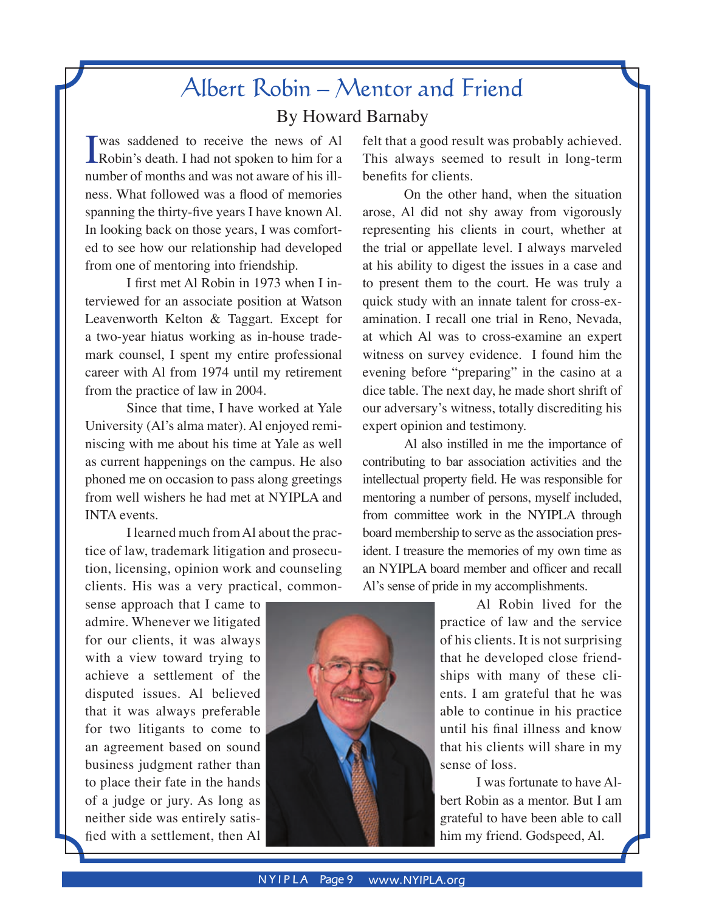# Albert Robin – Mentor and Friend

## By Howard Barnaby

I was saddened to receive the news of Al Robin's death. I had not spoken to him for a number of months and was not aware of his illness. What followed was a flood of memories spanning the thirty-five years I have known Al. In looking back on those years, I was comforted to see how our relationship had developed from one of mentoring into friendship.

I first met Al Robin in 1973 when I interviewed for an associate position at Watson Leavenworth Kelton & Taggart. Except for a two-year hiatus working as in-house trademark counsel, I spent my entire professional career with Al from 1974 until my retirement from the practice of law in 2004.

Since that time, I have worked at Yale University (Al's alma mater). Al enjoyed reminiscing with me about his time at Yale as well as current happenings on the campus. He also phoned me on occasion to pass along greetings from well wishers he had met at NYIPLA and INTA events.

I learned much from Al about the practice of law, trademark litigation and prosecution, licensing, opinion work and counseling clients. His was a very practical, common-sense approach that I came to admire. Whenever we litigated for our clients, it was always with a view toward trying to achieve a settlement of the disputed issues. Al believed that it was always preferable for two litigants to come to an agreement based on sound business judgment rather than to place their fate in the hands of a judge or jury. As long as neither side was entirely satisfied with a settlement, then Al felt that a good result was probably achieved. This always seemed to result in long-term benefits for clients.

On the other hand, when the situation arose, Al did not shy away from vigorously representing his clients in court, whether at the trial or appellate level. I always marveled at his ability to digest the issues in a case and to present them to the court. He was truly a quick study with an innate talent for cross-examination. I recall one trial in Reno, Nevada, at which Al was to cross-examine an expert witness on survey evidence. I found him the evening before "preparing" in the casino at a dice table. The next day, he made short shrift of our adversary's witness, totally discrediting his expert opinion and testimony.

Al also instilled in me the importance of contributing to bar association activities and the intellectual property field. He was responsible for mentoring a number of persons, myself included, from committee work in the NYIPLA through board membership to serve as the association president. I treasure the memories of my own time as an NYIPLA board member and officer and recall Al's sense of pride in my accomplishments.

Al Robin lived for the practice of law and the service of his clients. It is not surprising that he developed close friendships with many of these clients. I am grateful that he was able to continue in his practice until his final illness and know that his clients will share in my sense of loss.

I was fortunate to have Albert Robin as a mentor. But I am grateful to have been able to call him my friend. Godspeed, Al.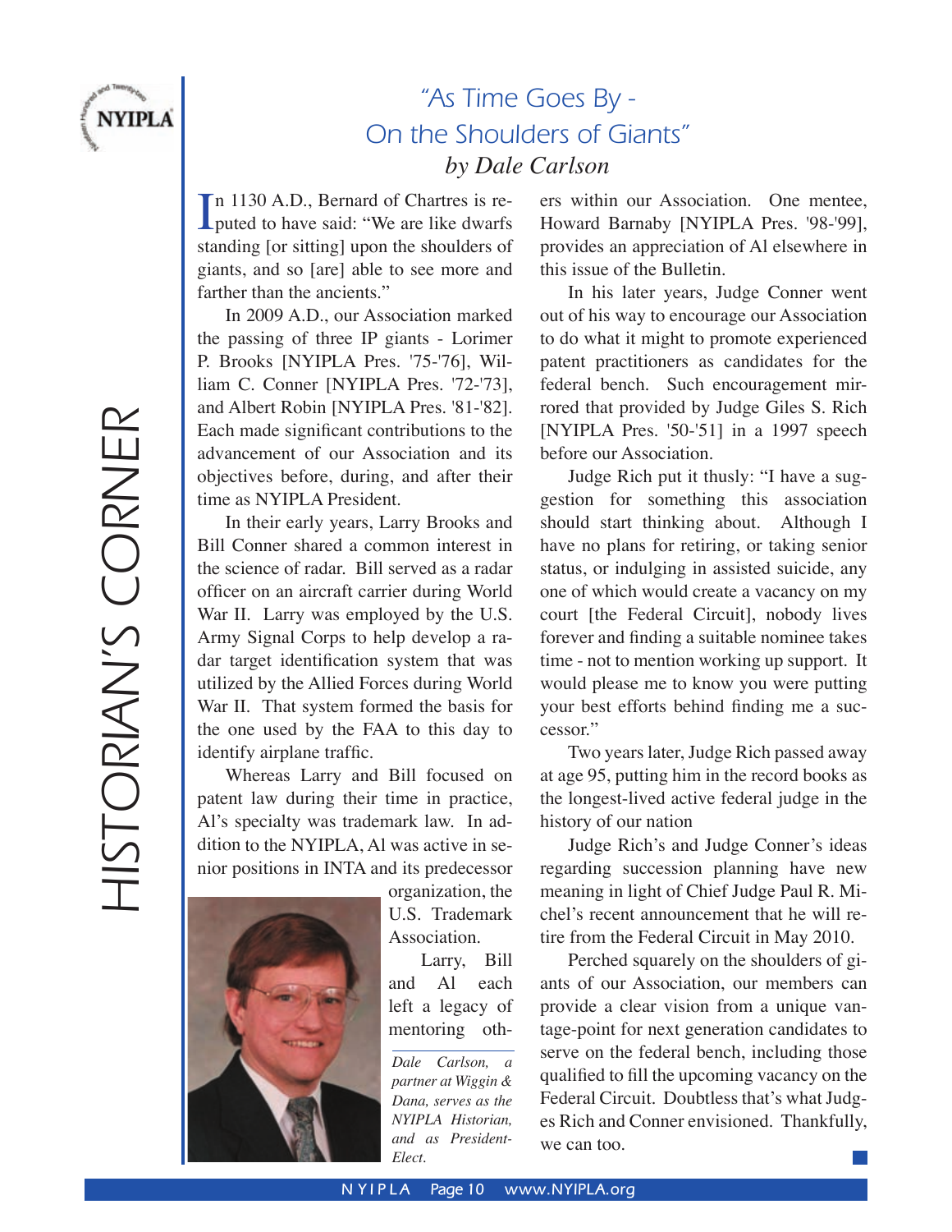# HISTORIAN'S CORNER

## "As Time Goes By - On the Shoulders of Giants"

### *by Dale Carlson*

In 1130 A.D., Bernard of Chartres is reputed to have said: "We are like dwarfs standing [or sitting] upon the shoulders of giants, and so [are] able to see more and farther than the ancients."

In 2009 A.D., our Association marked the passing of three IP giants - Lorimer P. Brooks [NYIPLA Pres. '75-'76], William C. Conner [NYIPLA Pres. '72-'73], and Albert Robin [NYIPLA Pres. '81-'82]. Each made significant contributions to the advancement of our Association and its objectives before, during, and after their time as NYIPLA President.

In their early years, Larry Brooks and Bill Conner shared a common interest in the science of radar. Bill served as a radar officer on an aircraft carrier during World War II. Larry was employed by the U.S. Army Signal Corps to help develop a radar target identification system that was utilized by the Allied Forces during World War II. That system formed the basis for the one used by the FAA to this day to identify airplane traffic.

Whereas Larry and Bill focused on patent law during their time in practice, Al's specialty was trademark law. In addition to the NYIPLA, Al was active in senior positions in INTA and its predecessor organization, the U.S. Trademark Association.

Larry, Bill and Al each left a legacy of mentoring others within our Association. One mentee, Howard Barnaby [NYIPLA Pres. '98-'99], provides an appreciation of Al elsewhere in this issue of the Bulletin.

In his later years, Judge Conner went out of his way to encourage our Association to do what it might to promote experienced patent practitioners as candidates for the federal bench. Such encouragement mirrored that provided by Judge Giles S. Rich [NYIPLA Pres. '50-'51] in a 1997 speech before our Association.

Judge Rich put it thusly: "I have a suggestion for something this association should start thinking about. Although I have no plans for retiring, or taking senior status, or indulging in assisted suicide, any one of which would create a vacancy on my court [the Federal Circuit], nobody lives forever and finding a suitable nominee takes time - not to mention working up support. It would please me to know you were putting your best efforts behind finding me a successor."

Two years later, Judge Rich passed away at age 95, putting him in the record books as the longest-lived active federal judge in the history of our nation

Judge Rich's and Judge Conner's ideas regarding succession planning have new meaning in light of Chief Judge Paul R. Michel's recent announcement that he will retire from the Federal Circuit in May 2010.

Perched squarely on the shoulders of giants of our Association, our members can provide a clear vision from a unique vantage-point for next generation candidates to serve on the federal bench, including those qualified to fill the upcoming vacancy on the Federal Circuit. Doubtless that's what Judges Rich and Conner envisioned. Thankfully, we can too.

---

*Dale Carlson, a partner at Wiggin & Dana, serves as the NYIPLA Historian, and as President-Elect.*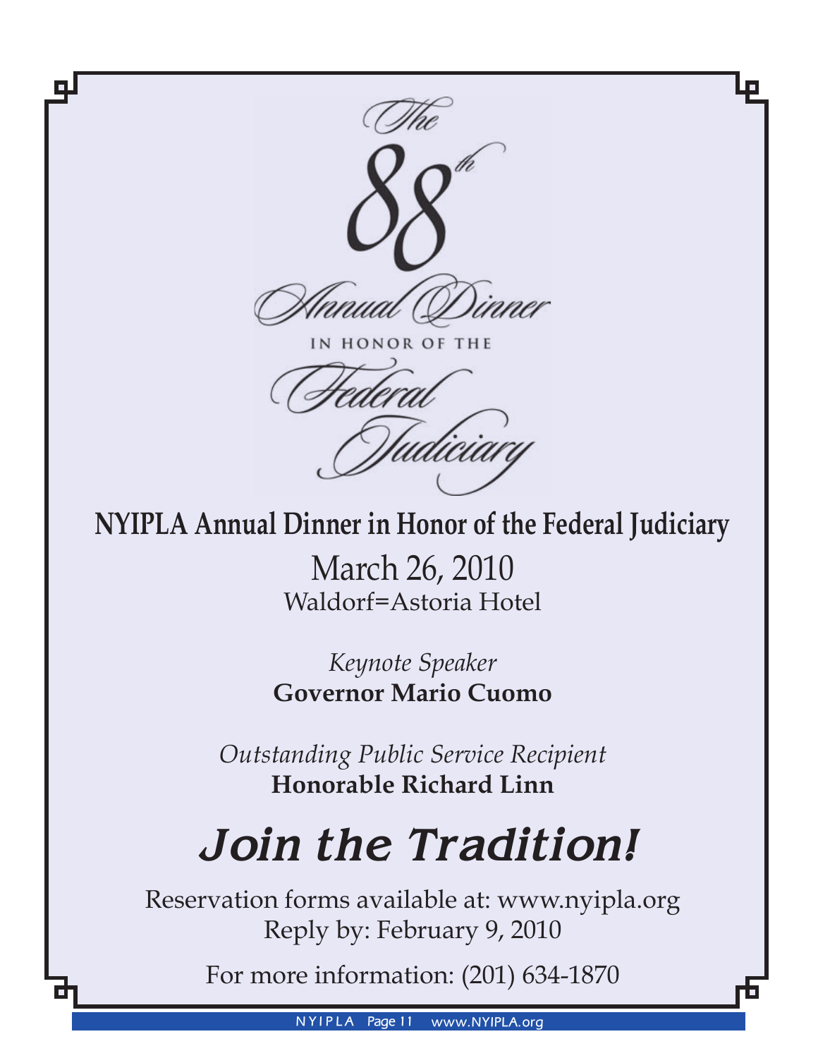The 88th Annual Dinner

IN HONOR OF THE

Federal Judiciary

# NYIPLA Annual Dinner in Honor of the Federal Judiciary

March 26, 2010

Waldorf=Astoria Hotel

*Keynote Speaker*

**Governor Mario Cuomo**

*Outstanding Public Service Recipient*

**Honorable Richard Linn**

## *Join the Tradition!*

Reservation forms available at: www.nyipla.org

Reply by: February 9, 2010

For more information: (201) 634-1870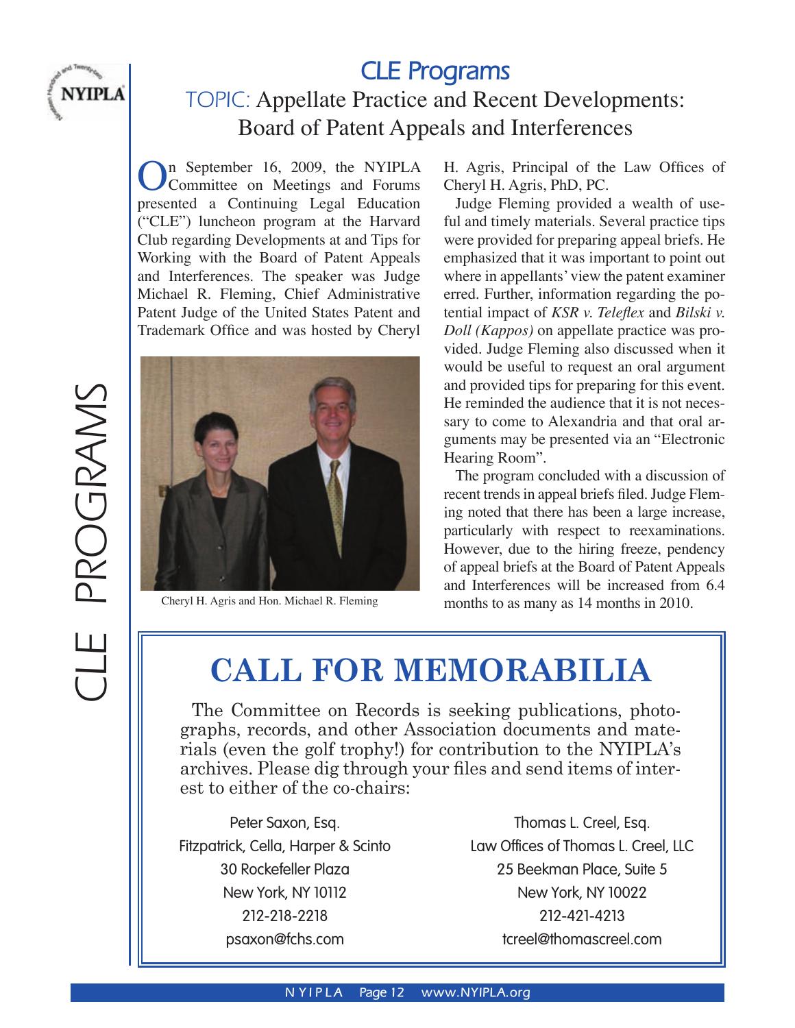# CLE Programs

## TOPIC: Appellate Practice and Recent Developments: Board of Patent Appeals and Interferences

On September 16, 2009, the NYIPLA Committee on Meetings and Forums presented a Continuing Legal Education ("CLE") luncheon program at the Harvard Club regarding Developments at and Tips for Working with the Board of Patent Appeals and Interferences. The speaker was Judge Michael R. Fleming, Chief Administrative Patent Judge of the United States Patent and Trademark Office and was hosted by Cheryl H. Agris, Principal of the Law Offices of Cheryl H. Agris, PhD, PC.

Cheryl H. Agris and Hon. Michael R. Fleming

Judge Fleming provided a wealth of useful and timely materials. Several practice tips were provided for preparing appeal briefs. He emphasized that it was important to point out where in appellants' view the patent examiner erred. Further, information regarding the potential impact of *KSR v. Teleflex* and *Bilski v. Doll (Kappos)* on appellate practice was provided. Judge Fleming also discussed when it would be useful to request an oral argument and provided tips for preparing for this event. He reminded the audience that it is not necessary to come to Alexandria and that oral arguments may be presented via an "Electronic Hearing Room".

The program concluded with a discussion of recent trends in appeal briefs filed. Judge Fleming noted that there has been a large increase, particularly with respect to reexaminations. However, due to the hiring freeze, pendency of appeal briefs at the Board of Patent Appeals and Interferences will be increased from 6.4 months to as many as 14 months in 2010.

# CALL FOR MEMORABILIA

The Committee on Records is seeking publications, photographs, records, and other Association documents and materials (even the golf trophy!) for contribution to the NYIPLA's archives. Please dig through your files and send items of interest to either of the co-chairs:

Peter Saxon, Esq.
Fitzpatrick, Cella, Harper & Scinto
30 Rockefeller Plaza
New York, NY 10112
212-218-2218
psaxon@fchs.com

Thomas L. Creel, Esq.
Law Offices of Thomas L. Creel, LLC
25 Beekman Place, Suite 5
New York, NY 10022
212-421-4213
tcreel@thomascreel.com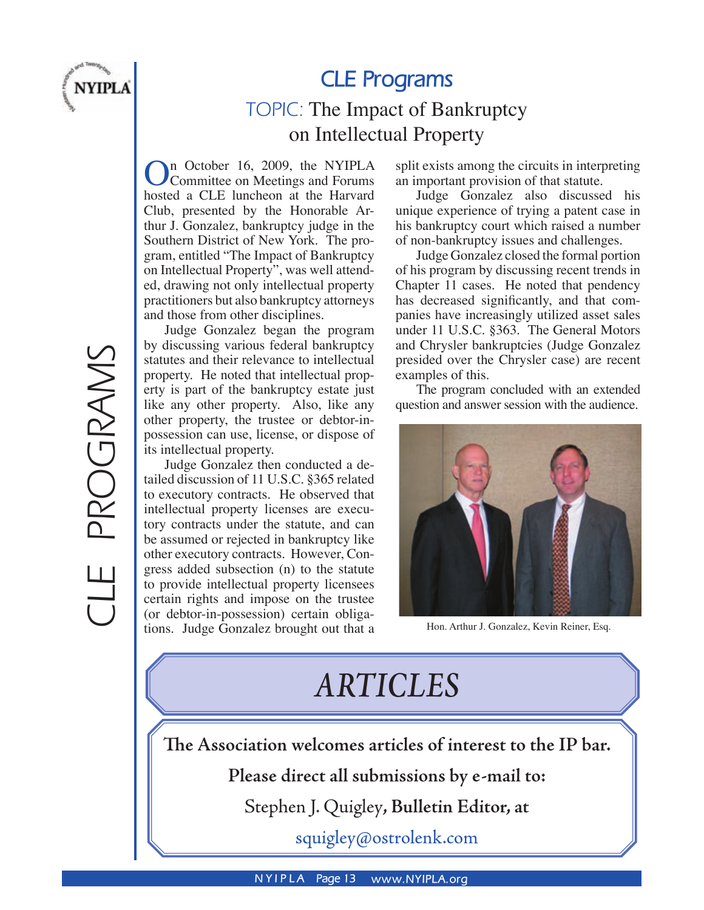# CLE Programs

## TOPIC: The Impact of Bankruptcy on Intellectual Property

On October 16, 2009, the NYIPLA Committee on Meetings and Forums hosted a CLE luncheon at the Harvard Club, presented by the Honorable Arthur J. Gonzalez, bankruptcy judge in the Southern District of New York. The program, entitled "The Impact of Bankruptcy on Intellectual Property", was well attended, drawing not only intellectual property practitioners but also bankruptcy attorneys and those from other disciplines.

Judge Gonzalez began the program by discussing various federal bankruptcy statutes and their relevance to intellectual property. He noted that intellectual property is part of the bankruptcy estate just like any other property. Also, like any other property, the trustee or debtor-in-possession can use, license, or dispose of its intellectual property.

Judge Gonzalez then conducted a detailed discussion of 11 U.S.C. §365 related to executory contracts. He observed that intellectual property licenses are executory contracts under the statute, and can be assumed or rejected in bankruptcy like other executory contracts. However, Congress added subsection (n) to the statute to provide intellectual property licensees certain rights and impose on the trustee (or debtor-in-possession) certain obligations. Judge Gonzalez brought out that a split exists among the circuits in interpreting an important provision of that statute.

Judge Gonzalez also discussed his unique experience of trying a patent case in his bankruptcy court which raised a number of non-bankruptcy issues and challenges.

Judge Gonzalez closed the formal portion of his program by discussing recent trends in Chapter 11 cases. He noted that pendency has decreased significantly, and that companies have increasingly utilized asset sales under 11 U.S.C. §363. The General Motors and Chrysler bankruptcies (Judge Gonzalez presided over the Chrysler case) are recent examples of this.

The program concluded with an extended question and answer session with the audience.

Hon. Arthur J. Gonzalez, Kevin Reiner, Esq.

# ARTICLES

**The Association welcomes articles of interest to the IP bar.**

**Please direct all submissions by e-mail to:**

Stephen J. Quigley, **Bulletin Editor, at**

squigley@ostrolenk.com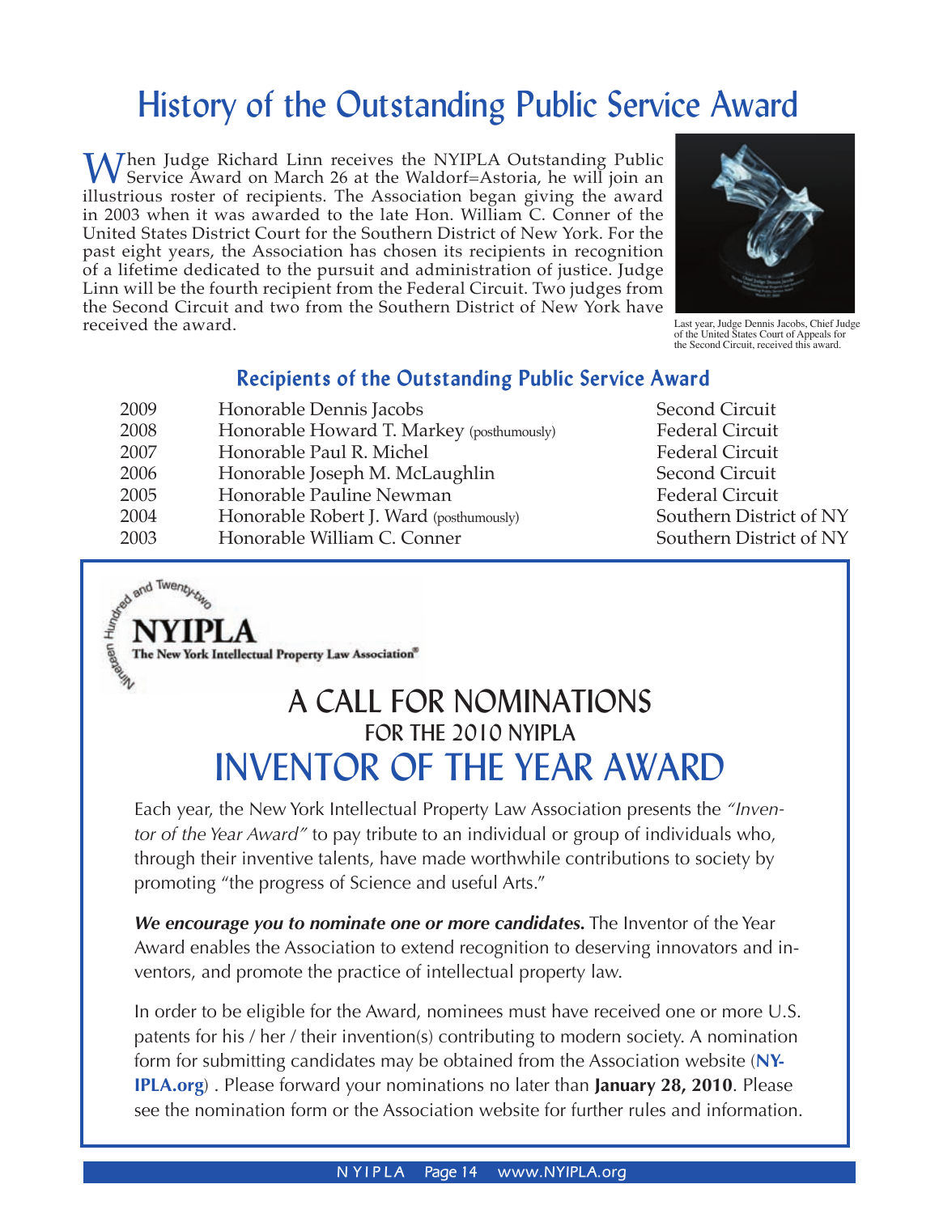# History of the Outstanding Public Service Award

When Judge Richard Linn receives the NYIPLA Outstanding Public Service Award on March 26 at the Waldorf=Astoria, he will join an illustrious roster of recipients. The Association began giving the award in 2003 when it was awarded to the late Hon. William C. Conner of the United States District Court for the Southern District of New York. For the past eight years, the Association has chosen its recipients in recognition of a lifetime dedicated to the pursuit and administration of justice. Judge Linn will be the fourth recipient from the Federal Circuit. Two judges from the Second Circuit and two from the Southern District of New York have received the award.

Last year, Judge Dennis Jacobs, Chief Judge of the United States Court of Appeals for the Second Circuit, received this award.

## Recipients of the Outstanding Public Service Award

| | | |
|---|---|---|
| 2009 | Honorable Dennis Jacobs | Second Circuit |
| 2008 | Honorable Howard T. Markey (posthumously) | Federal Circuit |
| 2007 | Honorable Paul R. Michel | Federal Circuit |
| 2006 | Honorable Joseph M. McLaughlin | Second Circuit |
| 2005 | Honorable Pauline Newman | Federal Circuit |
| 2004 | Honorable Robert J. Ward (posthumously) | Southern District of NY |
| 2003 | Honorable William C. Conner | Southern District of NY |

Nineteen Hundred and Twenty-two
NYIPLA
The New York Intellectual Property Law Association®

# A CALL FOR NOMINATIONS
## FOR THE 2010 NYIPLA
# INVENTOR OF THE YEAR AWARD

Each year, the New York Intellectual Property Law Association presents the *"Inventor of the Year Award"* to pay tribute to an individual or group of individuals who, through their inventive talents, have made worthwhile contributions to society by promoting "the progress of Science and useful Arts."

***We encourage you to nominate one or more candidates.*** The Inventor of the Year Award enables the Association to extend recognition to deserving innovators and inventors, and promote the practice of intellectual property law.

In order to be eligible for the Award, nominees must have received one or more U.S. patents for his / her / their invention(s) contributing to modern society. A nomination form for submitting candidates may be obtained from the Association website (**NYIPLA.org**) . Please forward your nominations no later than **January 28, 2010**. Please see the nomination form or the Association website for further rules and information.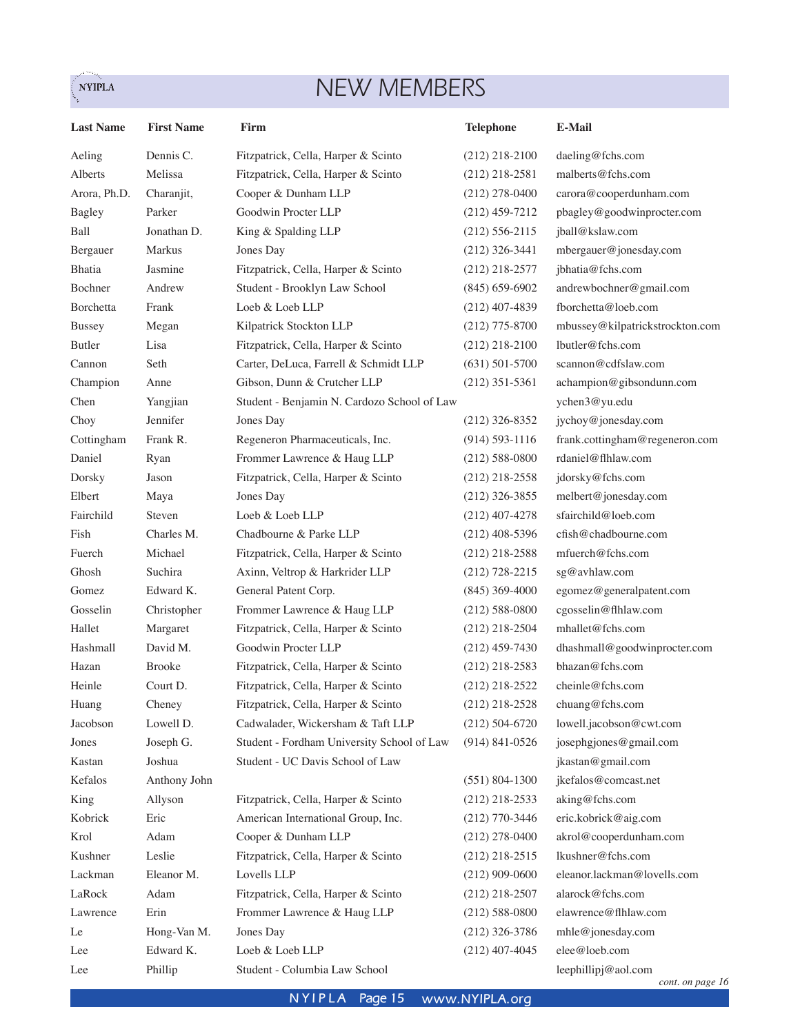# NEW MEMBERS

| Last Name | First Name | Firm | Telephone | E-Mail |
|---|---|---|---|---|
| Aeling | Dennis C. | Fitzpatrick, Cella, Harper & Scinto | (212) 218-2100 | daeling@fchs.com |
| Alberts | Melissa | Fitzpatrick, Cella, Harper & Scinto | (212) 218-2581 | malberts@fchs.com |
| Arora, Ph.D. | Charanjit, | Cooper & Dunham LLP | (212) 278-0400 | carora@cooperdunham.com |
| Bagley | Parker | Goodwin Procter LLP | (212) 459-7212 | pbagley@goodwinprocter.com |
| Ball | Jonathan D. | King & Spalding LLP | (212) 556-2115 | jball@kslaw.com |
| Bergauer | Markus | Jones Day | (212) 326-3441 | mbergauer@jonesday.com |
| Bhatia | Jasmine | Fitzpatrick, Cella, Harper & Scinto | (212) 218-2577 | jbhatia@fchs.com |
| Bochner | Andrew | Student - Brooklyn Law School | (845) 659-6902 | andrewbochner@gmail.com |
| Borchetta | Frank | Loeb & Loeb LLP | (212) 407-4839 | fborchetta@loeb.com |
| Bussey | Megan | Kilpatrick Stockton LLP | (212) 775-8700 | mbussey@kilpatrickstockton.com |
| Butler | Lisa | Fitzpatrick, Cella, Harper & Scinto | (212) 218-2100 | lbutler@fchs.com |
| Cannon | Seth | Carter, DeLuca, Farrell & Schmidt LLP | (631) 501-5700 | scannon@cdfslaw.com |
| Champion | Anne | Gibson, Dunn & Crutcher LLP | (212) 351-5361 | achampion@gibsondunn.com |
| Chen | Yangjian | Student - Benjamin N. Cardozo School of Law | | ychen3@yu.edu |
| Choy | Jennifer | Jones Day | (212) 326-8352 | jychoy@jonesday.com |
| Cottingham | Frank R. | Regeneron Pharmaceuticals, Inc. | (914) 593-1116 | frank.cottingham@regeneron.com |
| Daniel | Ryan | Frommer Lawrence & Haug LLP | (212) 588-0800 | rdaniel@flhlaw.com |
| Dorsky | Jason | Fitzpatrick, Cella, Harper & Scinto | (212) 218-2558 | jdorsky@fchs.com |
| Elbert | Maya | Jones Day | (212) 326-3855 | melbert@jonesday.com |
| Fairchild | Steven | Loeb & Loeb LLP | (212) 407-4278 | sfairchild@loeb.com |
| Fish | Charles M. | Chadbourne & Parke LLP | (212) 408-5396 | cfish@chadbourne.com |
| Fuerch | Michael | Fitzpatrick, Cella, Harper & Scinto | (212) 218-2588 | mfuerch@fchs.com |
| Ghosh | Suchira | Axinn, Veltrop & Harkrider LLP | (212) 728-2215 | sg@avhlaw.com |
| Gomez | Edward K. | General Patent Corp. | (845) 369-4000 | egomez@generalpatent.com |
| Gosselin | Christopher | Frommer Lawrence & Haug LLP | (212) 588-0800 | cgosselin@flhlaw.com |
| Hallet | Margaret | Fitzpatrick, Cella, Harper & Scinto | (212) 218-2504 | mhallet@fchs.com |
| Hashmall | David M. | Goodwin Procter LLP | (212) 459-7430 | dhashmall@goodwinprocter.com |
| Hazan | Brooke | Fitzpatrick, Cella, Harper & Scinto | (212) 218-2583 | bhazan@fchs.com |
| Heinle | Court D. | Fitzpatrick, Cella, Harper & Scinto | (212) 218-2522 | cheinle@fchs.com |
| Huang | Cheney | Fitzpatrick, Cella, Harper & Scinto | (212) 218-2528 | chuang@fchs.com |
| Jacobson | Lowell D. | Cadwalader, Wickersham & Taft LLP | (212) 504-6720 | lowell.jacobson@cwt.com |
| Jones | Joseph G. | Student - Fordham University School of Law | (914) 841-0526 | josephgjones@gmail.com |
| Kastan | Joshua | Student - UC Davis School of Law | | jkastan@gmail.com |
| Kefalos | Anthony John | | (551) 804-1300 | jkefalos@comcast.net |
| King | Allyson | Fitzpatrick, Cella, Harper & Scinto | (212) 218-2533 | aking@fchs.com |
| Kobrick | Eric | American International Group, Inc. | (212) 770-3446 | eric.kobrick@aig.com |
| Krol | Adam | Cooper & Dunham LLP | (212) 278-0400 | akrol@cooperdunham.com |
| Kushner | Leslie | Fitzpatrick, Cella, Harper & Scinto | (212) 218-2515 | lkushner@fchs.com |
| Lackman | Eleanor M. | Lovells LLP | (212) 909-0600 | eleanor.lackman@lovells.com |
| LaRock | Adam | Fitzpatrick, Cella, Harper & Scinto | (212) 218-2507 | alarock@fchs.com |
| Lawrence | Erin | Frommer Lawrence & Haug LLP | (212) 588-0800 | elawrence@flhlaw.com |
| Le | Hong-Van M. | Jones Day | (212) 326-3786 | mhle@jonesday.com |
| Lee | Edward K. | Loeb & Loeb LLP | (212) 407-4045 | elee@loeb.com |
| Lee | Phillip | Student - Columbia Law School | | leephillipj@aol.com |

*cont. on page 16*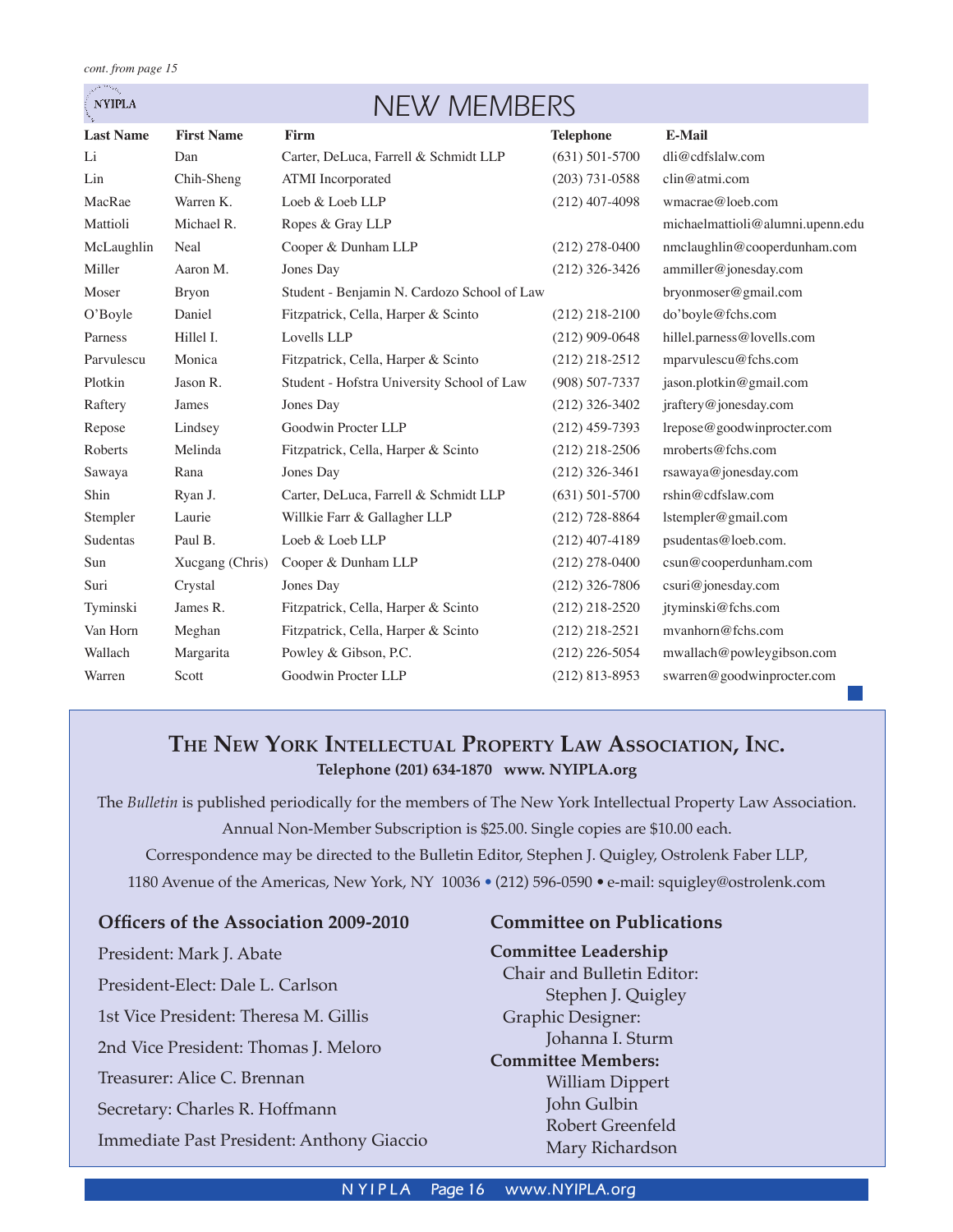*cont. from page 15*

## NEW MEMBERS

| Last Name | First Name | Firm | Telephone | E-Mail |
|---|---|---|---|---|
| Li | Dan | Carter, DeLuca, Farrell & Schmidt LLP | (631) 501-5700 | dli@cdfslalw.com |
| Lin | Chih-Sheng | ATMI Incorporated | (203) 731-0588 | clin@atmi.com |
| MacRae | Warren K. | Loeb & Loeb LLP | (212) 407-4098 | wmacrae@loeb.com |
| Mattioli | Michael R. | Ropes & Gray LLP | | michaelmattioli@alumni.upenn.edu |
| McLaughlin | Neal | Cooper & Dunham LLP | (212) 278-0400 | nmclaughlin@cooperdunham.com |
| Miller | Aaron M. | Jones Day | (212) 326-3426 | ammiller@jonesday.com |
| Moser | Bryon | Student - Benjamin N. Cardozo School of Law | | bryonmoser@gmail.com |
| O'Boyle | Daniel | Fitzpatrick, Cella, Harper & Scinto | (212) 218-2100 | do'boyle@fchs.com |
| Parness | Hillel I. | Lovells LLP | (212) 909-0648 | hillel.parness@lovells.com |
| Parvulescu | Monica | Fitzpatrick, Cella, Harper & Scinto | (212) 218-2512 | mparvulescu@fchs.com |
| Plotkin | Jason R. | Student - Hofstra University School of Law | (908) 507-7337 | jason.plotkin@gmail.com |
| Raftery | James | Jones Day | (212) 326-3402 | jraftery@jonesday.com |
| Repose | Lindsey | Goodwin Procter LLP | (212) 459-7393 | lrepose@goodwinprocter.com |
| Roberts | Melinda | Fitzpatrick, Cella, Harper & Scinto | (212) 218-2506 | mroberts@fchs.com |
| Sawaya | Rana | Jones Day | (212) 326-3461 | rsawaya@jonesday.com |
| Shin | Ryan J. | Carter, DeLuca, Farrell & Schmidt LLP | (631) 501-5700 | rshin@cdfslaw.com |
| Stempler | Laurie | Willkie Farr & Gallagher LLP | (212) 728-8864 | lstempler@gmail.com |
| Sudentas | Paul B. | Loeb & Loeb LLP | (212) 407-4189 | psudentas@loeb.com. |
| Sun | Xucgang (Chris) | Cooper & Dunham LLP | (212) 278-0400 | csun@cooperdunham.com |
| Suri | Crystal | Jones Day | (212) 326-7806 | csuri@jonesday.com |
| Tyminski | James R. | Fitzpatrick, Cella, Harper & Scinto | (212) 218-2520 | jtyminski@fchs.com |
| Van Horn | Meghan | Fitzpatrick, Cella, Harper & Scinto | (212) 218-2521 | mvanhorn@fchs.com |
| Wallach | Margarita | Powley & Gibson, P.C. | (212) 226-5054 | mwallach@powleygibson.com |
| Warren | Scott | Goodwin Procter LLP | (212) 813-8953 | swarren@goodwinprocter.com |

## The New York Intellectual Property Law Association, Inc.

**Telephone (201) 634-1870 www. NYIPLA.org**

The *Bulletin* is published periodically for the members of The New York Intellectual Property Law Association. Annual Non-Member Subscription is $25.00. Single copies are $10.00 each. Correspondence may be directed to the Bulletin Editor, Stephen J. Quigley, Ostrolenk Faber LLP, 1180 Avenue of the Americas, New York, NY 10036 • (212) 596-0590 • e-mail: squigley@ostrolenk.com

### Officers of the Association 2009-2010

President: Mark J. Abate

President-Elect: Dale L. Carlson

1st Vice President: Theresa M. Gillis

2nd Vice President: Thomas J. Meloro

Treasurer: Alice C. Brennan

Secretary: Charles R. Hoffmann

Immediate Past President: Anthony Giaccio

### Committee on Publications

**Committee Leadership**

Chair and Bulletin Editor:
Stephen J. Quigley

Graphic Designer:
Johanna I. Sturm

**Committee Members:**

William Dippert
John Gulbin
Robert Greenfeld
Mary Richardson